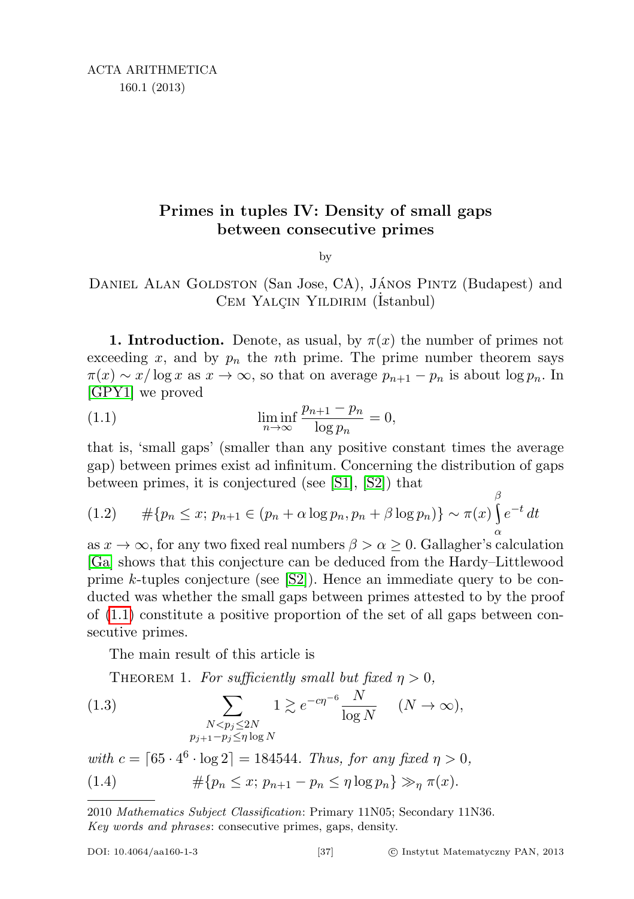# Primes in tuples IV: Density of small gaps between consecutive primes

by

Daniel Alan Goldston (San Jose, CA), János Pintz (Budapest) and Cem Yalçin Yildirim (İstanbul)

**1. Introduction.** Denote, as usual, by $\pi(x)$ the number of primes not exceeding $x$, and by $p_n$ the $n$th prime. The prime number theorem says $\pi(x) \sim x/\log x$ as $x \to \infty$, so that on average $p_{n+1} - p_n$ is about $\log p_n$. In [GPY1] we proved

$$\liminf_{n\to\infty} \frac{p_{n+1} - p_n}{\log p_n} = 0, \tag{1.1}$$

that is, 'small gaps' (smaller than any positive constant times the average gap) between primes exist ad infinitum. Concerning the distribution of gaps between primes, it is conjectured (see [S1], [S2]) that

$$\#\{p_n \le x;\, p_{n+1} \in (p_n + \alpha \log p_n, p_n + \beta \log p_n)\} \sim \pi(x) \int_\alpha^\beta e^{-t}\, dt \tag{1.2}$$

as $x \to \infty$, for any two fixed real numbers $\beta > \alpha \ge 0$. Gallagher's calculation [Ga] shows that this conjecture can be deduced from the Hardy–Littlewood prime $k$-tuples conjecture (see [S2]). Hence an immediate query to be conducted was whether the small gaps between primes attested to by the proof of (1.1) constitute a positive proportion of the set of all gaps between consecutive primes.

The main result of this article is

Theorem 1. *For sufficiently small but fixed $\eta > 0$,*

$$\sum_{\substack{N < p_j \le 2N \\ p_{j+1} - p_j \le \eta \log N}} 1 \gtrsim e^{-c\eta^{-6}} \frac{N}{\log N} \qquad (N \to \infty), \tag{1.3}$$

*with $c = \lceil 65 \cdot 4^6 \cdot \log 2 \rceil = 184544$. Thus, for any fixed $\eta > 0$,*

$$\#\{p_n \le x;\, p_{n+1} - p_n \le \eta \log p_n\} \gg_\eta \pi(x). \tag{1.4}$$

2010 *Mathematics Subject Classification*: Primary 11N05; Secondary 11N36.
*Key words and phrases*: consecutive primes, gaps, density.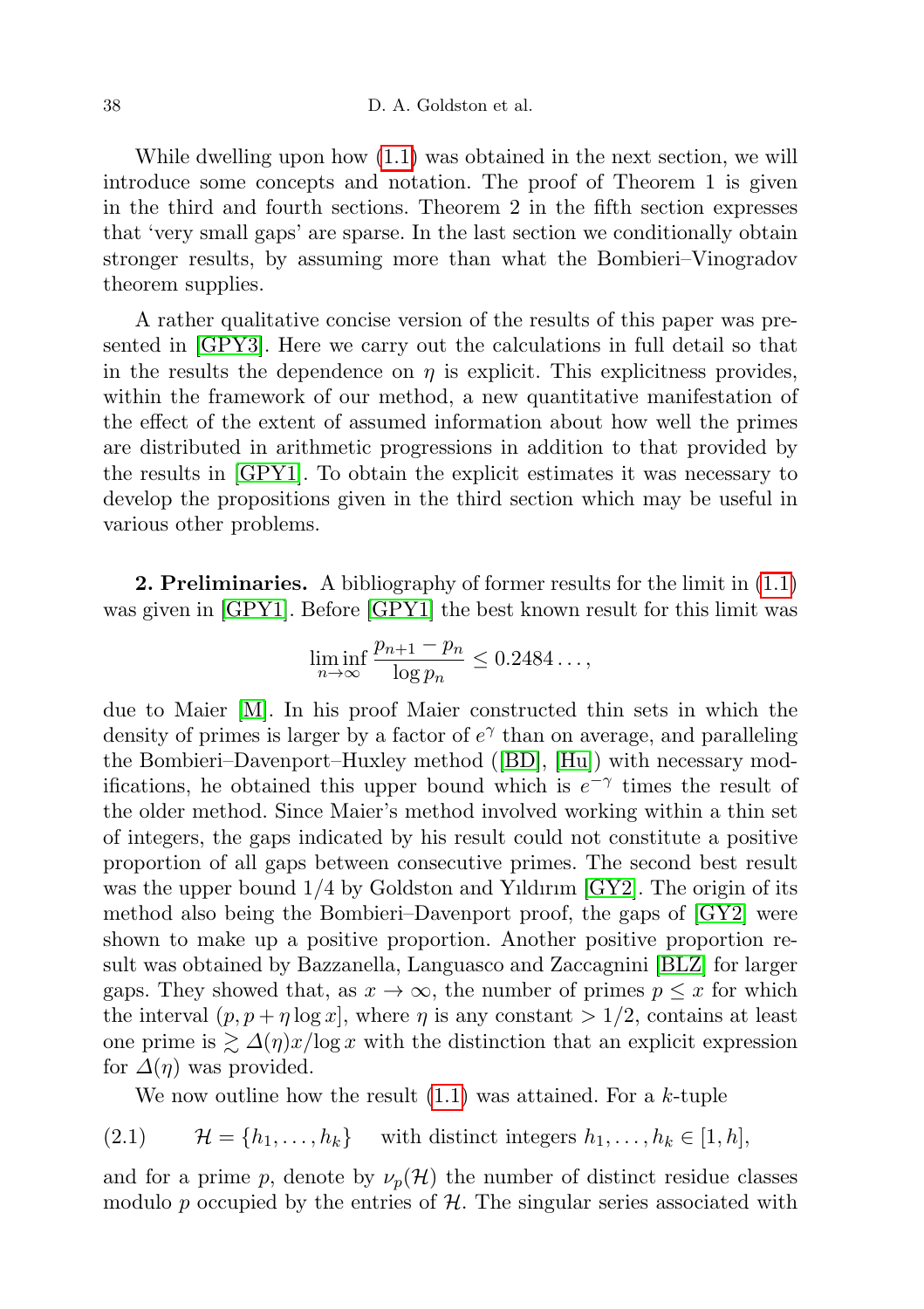While dwelling upon how (1.1) was obtained in the next section, we will introduce some concepts and notation. The proof of Theorem 1 is given in the third and fourth sections. Theorem 2 in the fifth section expresses that 'very small gaps' are sparse. In the last section we conditionally obtain stronger results, by assuming more than what the Bombieri–Vinogradov theorem supplies.

A rather qualitative concise version of the results of this paper was presented in [GPY3]. Here we carry out the calculations in full detail so that in the results the dependence on $\eta$ is explicit. This explicitness provides, within the framework of our method, a new quantitative manifestation of the effect of the extent of assumed information about how well the primes are distributed in arithmetic progressions in addition to that provided by the results in [GPY1]. To obtain the explicit estimates it was necessary to develop the propositions given in the third section which may be useful in various other problems.

**2. Preliminaries.** A bibliography of former results for the limit in (1.1) was given in [GPY1]. Before [GPY1] the best known result for this limit was

$$\liminf_{n\to\infty} \frac{p_{n+1}-p_n}{\log p_n} \le 0.2484\ldots,$$

due to Maier [M]. In his proof Maier constructed thin sets in which the density of primes is larger by a factor of $e^{\gamma}$ than on average, and paralleling the Bombieri–Davenport–Huxley method ([BD], [Hu]) with necessary modifications, he obtained this upper bound which is $e^{-\gamma}$ times the result of the older method. Since Maier's method involved working within a thin set of integers, the gaps indicated by his result could not constitute a positive proportion of all gaps between consecutive primes. The second best result was the upper bound $1/4$ by Goldston and Yıldırım [GY2]. The origin of its method also being the Bombieri–Davenport proof, the gaps of [GY2] were shown to make up a positive proportion. Another positive proportion result was obtained by Bazzanella, Languasco and Zaccagnini [BLZ] for larger gaps. They showed that, as $x \to \infty$, the number of primes $p \le x$ for which the interval $(p, p+\eta \log x]$, where $\eta$ is any constant $> 1/2$, contains at least one prime is $\gtrsim \varDelta(\eta) x/\log x$ with the distinction that an explicit expression for $\varDelta(\eta)$ was provided.

We now outline how the result (1.1) was attained. For a $k$-tuple

$$\mathcal{H} = \{h_1, \ldots, h_k\} \quad \text{with distinct integers } h_1, \ldots, h_k \in [1, h], \tag{2.1}$$

and for a prime $p$, denote by $\nu_p(\mathcal{H})$ the number of distinct residue classes modulo $p$ occupied by the entries of $\mathcal{H}$. The singular series associated with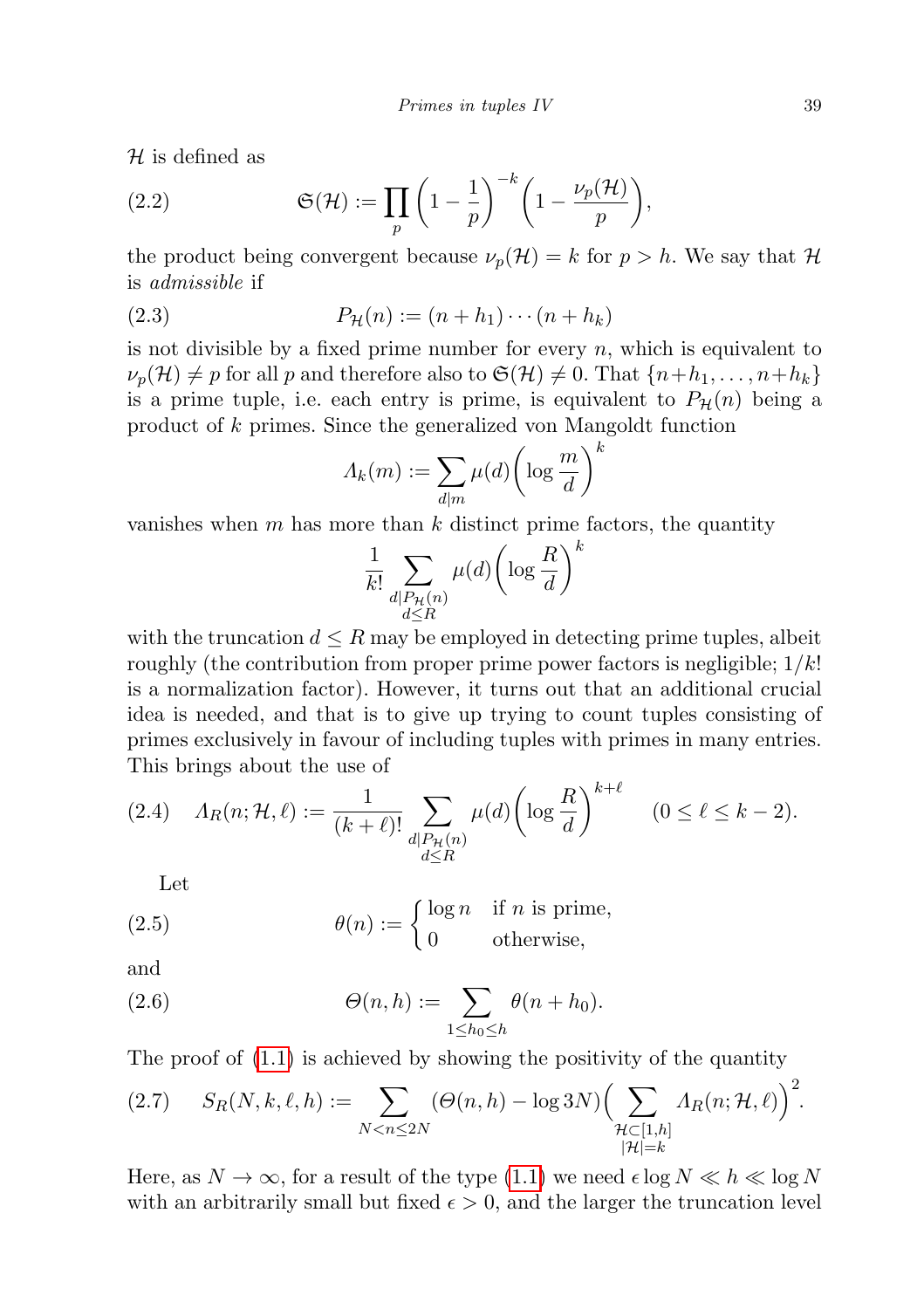$\mathcal{H}$ is defined as

$$\mathfrak{S}(\mathcal{H}) := \prod_p \left(1 - \frac{1}{p}\right)^{-k} \left(1 - \frac{\nu_p(\mathcal{H})}{p}\right), \tag{2.2}$$

the product being convergent because $\nu_p(\mathcal{H}) = k$ for $p > h$. We say that $\mathcal{H}$ is *admissible* if

$$P_{\mathcal{H}}(n) := (n + h_1) \cdots (n + h_k) \tag{2.3}$$

is not divisible by a fixed prime number for every $n$, which is equivalent to $\nu_p(\mathcal{H}) \neq p$ for all $p$ and therefore also to $\mathfrak{S}(\mathcal{H}) \neq 0$. That $\{n+h_1, \ldots, n+h_k\}$ is a prime tuple, i.e. each entry is prime, is equivalent to $P_{\mathcal{H}}(n)$ being a product of $k$ primes. Since the generalized von Mangoldt function

$$\Lambda_k(m) := \sum_{d \mid m} \mu(d) \left(\log \frac{m}{d}\right)^k$$

vanishes when $m$ has more than $k$ distinct prime factors, the quantity

$$\frac{1}{k!} \sum_{\substack{d \mid P_{\mathcal{H}}(n) \\ d \leq R}} \mu(d) \left(\log \frac{R}{d}\right)^k$$

with the truncation $d \leq R$ may be employed in detecting prime tuples, albeit roughly (the contribution from proper prime power factors is negligible; $1/k!$ is a normalization factor). However, it turns out that an additional crucial idea is needed, and that is to give up trying to count tuples consisting of primes exclusively in favour of including tuples with primes in many entries. This brings about the use of

$$\Lambda_R(n; \mathcal{H}, \ell) := \frac{1}{(k+\ell)!} \sum_{\substack{d \mid P_{\mathcal{H}}(n) \\ d \leq R}} \mu(d) \left(\log \frac{R}{d}\right)^{k+\ell} \qquad (0 \leq \ell \leq k-2). \tag{2.4}$$

Let

$$\theta(n) := \begin{cases} \log n & \text{if } n \text{ is prime,} \\ 0 & \text{otherwise,} \end{cases} \tag{2.5}$$

and

$$\Theta(n, h) := \sum_{1 \leq h_0 \leq h} \theta(n + h_0). \tag{2.6}$$

The proof of (1.1) is achieved by showing the positivity of the quantity

$$S_R(N, k, \ell, h) := \sum_{N < n \leq 2N} (\Theta(n, h) - \log 3N) \Big( \sum_{\substack{\mathcal{H} \subset [1,h] \\ |\mathcal{H}| = k}} \Lambda_R(n; \mathcal{H}, \ell) \Big)^2. \tag{2.7}$$

Here, as $N \to \infty$, for a result of the type (1.1) we need $\epsilon \log N \ll h \ll \log N$ with an arbitrarily small but fixed $\epsilon > 0$, and the larger the truncation level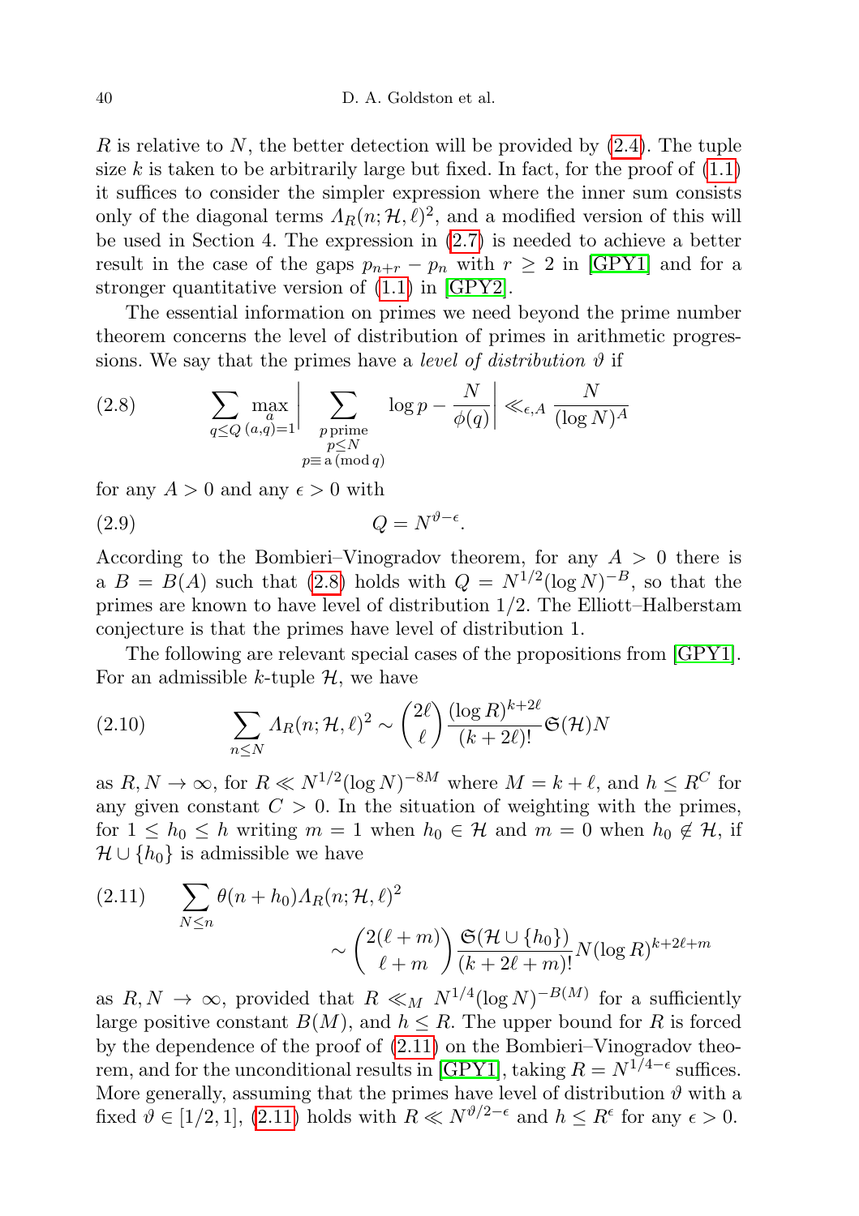$R$ is relative to $N$, the better detection will be provided by (2.4). The tuple size $k$ is taken to be arbitrarily large but fixed. In fact, for the proof of (1.1) it suffices to consider the simpler expression where the inner sum consists only of the diagonal terms $\Lambda_R(n;\mathcal{H},\ell)^2$, and a modified version of this will be used in Section 4. The expression in (2.7) is needed to achieve a better result in the case of the gaps $p_{n+r} - p_n$ with $r \geq 2$ in [GPY1] and for a stronger quantitative version of (1.1) in [GPY2].

The essential information on primes we need beyond the prime number theorem concerns the level of distribution of primes in arithmetic progressions. We say that the primes have a *level of distribution* $\vartheta$ if

$$\sum_{q\leq Q} \max_{\substack{a \\ (a,q)=1}} \Bigg| \sum_{\substack{p \text{ prime} \\ p\leq N \\ p\equiv a \,(\mathrm{mod}\, q)}} \log p - \frac{N}{\phi(q)} \Bigg| \ll_{\epsilon,A} \frac{N}{(\log N)^A} \tag{2.8}$$

for any $A > 0$ and any $\epsilon > 0$ with

$$Q = N^{\vartheta-\epsilon}. \tag{2.9}$$

According to the Bombieri–Vinogradov theorem, for any $A > 0$ there is a $B = B(A)$ such that (2.8) holds with $Q = N^{1/2}(\log N)^{-B}$, so that the primes are known to have level of distribution $1/2$. The Elliott–Halberstam conjecture is that the primes have level of distribution 1.

The following are relevant special cases of the propositions from [GPY1]. For an admissible $k$-tuple $\mathcal{H}$, we have

$$\sum_{n\leq N} \Lambda_R(n;\mathcal{H},\ell)^2 \sim \binom{2\ell}{\ell} \frac{(\log R)^{k+2\ell}}{(k+2\ell)!} \mathfrak{S}(\mathcal{H}) N \tag{2.10}$$

as $R, N \to \infty$, for $R \ll N^{1/2}(\log N)^{-8M}$ where $M = k + \ell$, and $h \leq R^C$ for any given constant $C > 0$. In the situation of weighting with the primes, for $1 \leq h_0 \leq h$ writing $m = 1$ when $h_0 \in \mathcal{H}$ and $m = 0$ when $h_0 \notin \mathcal{H}$, if $\mathcal{H} \cup \{h_0\}$ is admissible we have

$$\sum_{N\leq n} \theta(n+h_0)\Lambda_R(n;\mathcal{H},\ell)^2 \sim \binom{2(\ell+m)}{\ell+m} \frac{\mathfrak{S}(\mathcal{H}\cup\{h_0\})}{(k+2\ell+m)!} N(\log R)^{k+2\ell+m} \tag{2.11}$$

as $R, N \to \infty$, provided that $R \ll_M N^{1/4}(\log N)^{-B(M)}$ for a sufficiently large positive constant $B(M)$, and $h \leq R$. The upper bound for $R$ is forced by the dependence of the proof of (2.11) on the Bombieri–Vinogradov theorem, and for the unconditional results in [GPY1], taking $R = N^{1/4-\epsilon}$ suffices. More generally, assuming that the primes have level of distribution $\vartheta$ with a fixed $\vartheta \in [1/2, 1]$, (2.11) holds with $R \ll N^{\vartheta/2-\epsilon}$ and $h \leq R^\epsilon$ for any $\epsilon > 0$.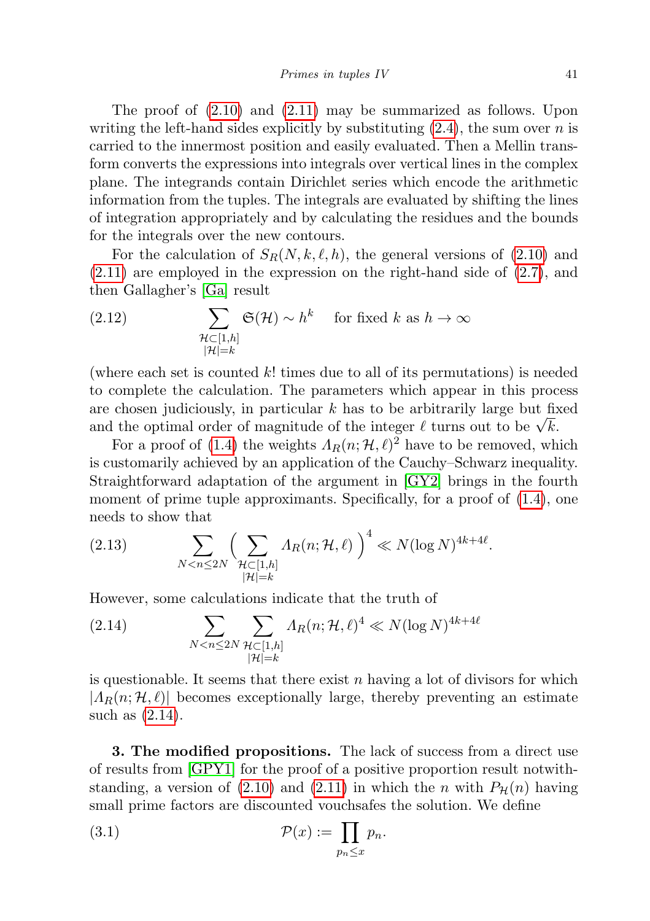The proof of (2.10) and (2.11) may be summarized as follows. Upon writing the left-hand sides explicitly by substituting (2.4), the sum over $n$ is carried to the innermost position and easily evaluated. Then a Mellin transform converts the expressions into integrals over vertical lines in the complex plane. The integrands contain Dirichlet series which encode the arithmetic information from the tuples. The integrals are evaluated by shifting the lines of integration appropriately and by calculating the residues and the bounds for the integrals over the new contours.

For the calculation of $S_R(N,k,\ell,h)$, the general versions of (2.10) and (2.11) are employed in the expression on the right-hand side of (2.7), and then Gallagher's [Ga] result

$$\sum_{\substack{\mathcal{H}\subset[1,h]\\ |\mathcal{H}|=k}} \mathfrak{S}(\mathcal{H}) \sim h^k \quad \text{for fixed } k \text{ as } h\to\infty \tag{2.12}$$

(where each set is counted $k!$ times due to all of its permutations) is needed to complete the calculation. The parameters which appear in this process are chosen judiciously, in particular $k$ has to be arbitrarily large but fixed and the optimal order of magnitude of the integer $\ell$ turns out to be $\sqrt{k}$.

For a proof of (1.4) the weights $\Lambda_R(n;\mathcal{H},\ell)^2$ have to be removed, which is customarily achieved by an application of the Cauchy–Schwarz inequality. Straightforward adaptation of the argument in [GY2] brings in the fourth moment of prime tuple approximants. Specifically, for a proof of (1.4), one needs to show that

$$\sum_{N<n\le 2N} \Big( \sum_{\substack{\mathcal{H}\subset[1,h]\\ |\mathcal{H}|=k}} \Lambda_R(n;\mathcal{H},\ell) \Big)^4 \ll N(\log N)^{4k+4\ell}. \tag{2.13}$$

However, some calculations indicate that the truth of

$$\sum_{N<n\le 2N} \sum_{\substack{\mathcal{H}\subset[1,h]\\ |\mathcal{H}|=k}} \Lambda_R(n;\mathcal{H},\ell)^4 \ll N(\log N)^{4k+4\ell} \tag{2.14}$$

is questionable. It seems that there exist $n$ having a lot of divisors for which $|\Lambda_R(n;\mathcal{H},\ell)|$ becomes exceptionally large, thereby preventing an estimate such as (2.14).

**3. The modified propositions.** The lack of success from a direct use of results from [GPY1] for the proof of a positive proportion result notwithstanding, a version of (2.10) and (2.11) in which the $n$ with $P_{\mathcal{H}}(n)$ having small prime factors are discounted vouchsafes the solution. We define

$$\mathcal{P}(x) := \prod_{p_n\le x} p_n. \tag{3.1}$$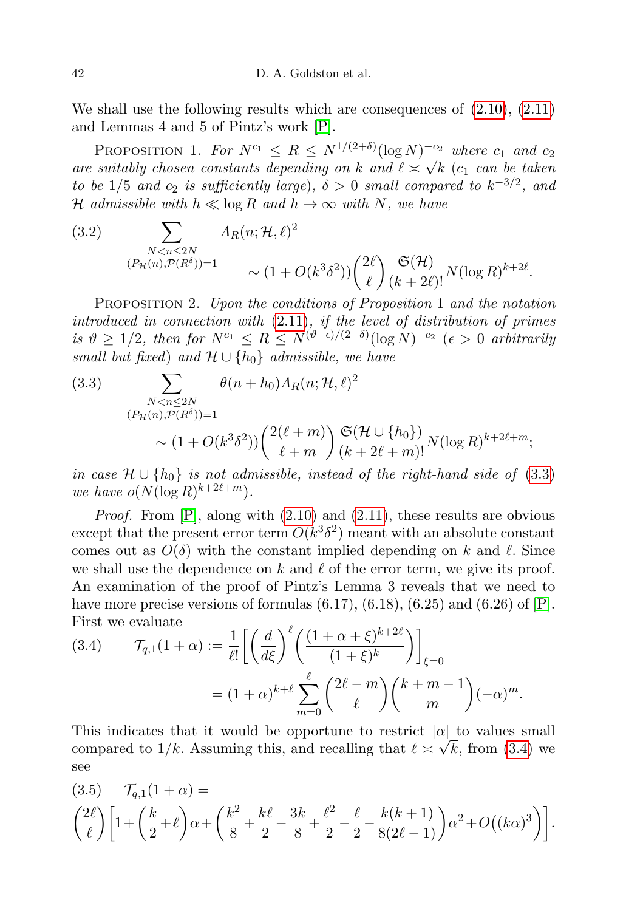We shall use the following results which are consequences of (2.10), (2.11) and Lemmas 4 and 5 of Pintz's work [P].

PROPOSITION 1. *For $N^{c_1} \le R \le N^{1/(2+\delta)}(\log N)^{-c_2}$ where $c_1$ and $c_2$ are suitably chosen constants depending on $k$ and $\ell \asymp \sqrt{k}$ ($c_1$ can be taken to be $1/5$ and $c_2$ is sufficiently large), $\delta > 0$ small compared to $k^{-3/2}$, and $\mathcal{H}$ admissible with $h \ll \log R$ and $h \to \infty$ with $N$, we have*

$$\sum_{\substack{N<n\le 2N \\ (P_{\mathcal{H}}(n),\mathcal{P}(R^\delta))=1}} \Lambda_R(n;\mathcal{H},\ell)^2 \sim (1+O(k^3\delta^2))\binom{2\ell}{\ell}\frac{\mathfrak{S}(\mathcal{H})}{(k+2\ell)!}N(\log R)^{k+2\ell}. \tag{3.2}$$

PROPOSITION 2. *Upon the conditions of Proposition 1 and the notation introduced in connection with (2.11), if the level of distribution of primes is $\vartheta \ge 1/2$, then for $N^{c_1} \le R \le N^{(\vartheta-\epsilon)/(2+\delta)}(\log N)^{-c_2}$ ($\epsilon > 0$ arbitrarily small but fixed) and $\mathcal{H}\cup\{h_0\}$ admissible, we have*

$$\sum_{\substack{N<n\le 2N \\ (P_{\mathcal{H}}(n),\mathcal{P}(R^\delta))=1}} \theta(n+h_0)\Lambda_R(n;\mathcal{H},\ell)^2 \sim (1+O(k^3\delta^2))\binom{2(\ell+m)}{\ell+m}\frac{\mathfrak{S}(\mathcal{H}\cup\{h_0\})}{(k+2\ell+m)!}N(\log R)^{k+2\ell+m}; \tag{3.3}$$

*in case $\mathcal{H}\cup\{h_0\}$ is not admissible, instead of the right-hand side of (3.3) we have $o(N(\log R)^{k+2\ell+m})$.*

*Proof.* From [P], along with (2.10) and (2.11), these results are obvious except that the present error term $O(k^3\delta^2)$ meant with an absolute constant comes out as $O(\delta)$ with the constant implied depending on $k$ and $\ell$. Since we shall use the dependence on $k$ and $\ell$ of the error term, we give its proof. An examination of the proof of Pintz's Lemma 3 reveals that we need to have more precise versions of formulas (6.17), (6.18), (6.25) and (6.26) of [P]. First we evaluate

$$\mathcal{T}_{q,1}(1+\alpha) := \frac{1}{\ell!}\left[\left(\frac{d}{d\xi}\right)^{\ell}\left(\frac{(1+\alpha+\xi)^{k+2\ell}}{(1+\xi)^k}\right)\right]_{\xi=0} = (1+\alpha)^{k+\ell}\sum_{m=0}^{\ell}\binom{2\ell-m}{\ell}\binom{k+m-1}{m}(-\alpha)^m. \tag{3.4}$$

This indicates that it would be opportune to restrict $|\alpha|$ to values small compared to $1/k$. Assuming this, and recalling that $\ell \asymp \sqrt{k}$, from (3.4) we see

$$\mathcal{T}_{q,1}(1+\alpha) = \binom{2\ell}{\ell}\left[1+\left(\frac{k}{2}+\ell\right)\alpha+\left(\frac{k^2}{8}+\frac{k\ell}{2}-\frac{3k}{8}+\frac{\ell^2}{2}-\frac{\ell}{2}-\frac{k(k+1)}{8(2\ell-1)}\right)\alpha^2+O\big((k\alpha)^3\big)\right]. \tag{3.5}$$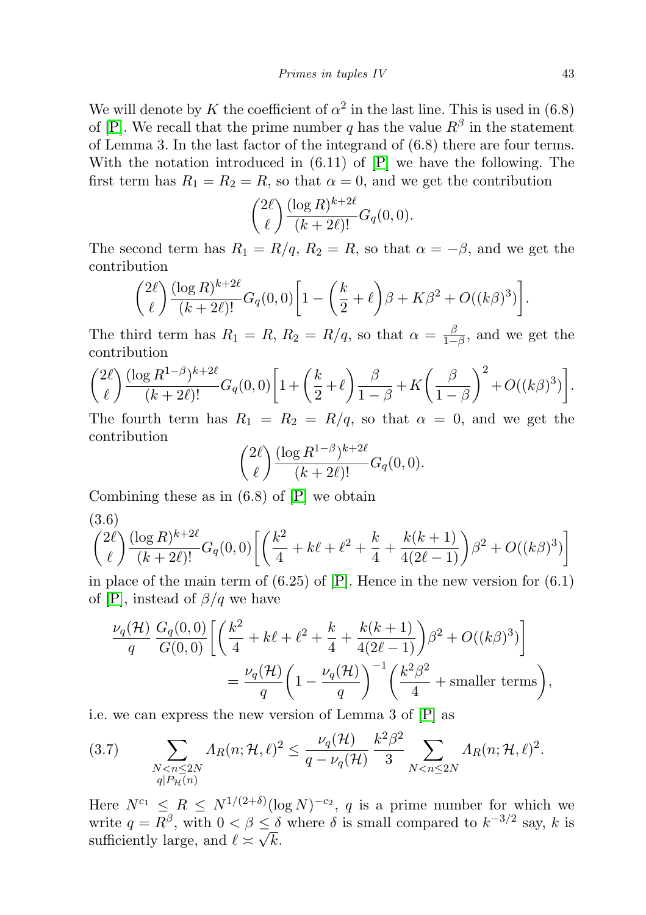We will denote by $K$ the coefficient of $\alpha^2$ in the last line. This is used in (6.8) of [P]. We recall that the prime number $q$ has the value $R^\beta$ in the statement of Lemma 3. In the last factor of the integrand of (6.8) there are four terms. With the notation introduced in (6.11) of [P] we have the following. The first term has $R_1 = R_2 = R$, so that $\alpha = 0$, and we get the contribution

$$\binom{2\ell}{\ell}\frac{(\log R)^{k+2\ell}}{(k+2\ell)!}G_q(0,0).$$

The second term has $R_1 = R/q$, $R_2 = R$, so that $\alpha = -\beta$, and we get the contribution

$$\binom{2\ell}{\ell}\frac{(\log R)^{k+2\ell}}{(k+2\ell)!}G_q(0,0)\biggl[1-\biggl(\frac{k}{2}+\ell\biggr)\beta + K\beta^2 + O((k\beta)^3)\biggr].$$

The third term has $R_1 = R$, $R_2 = R/q$, so that $\alpha = \frac{\beta}{1-\beta}$, and we get the contribution

$$\binom{2\ell}{\ell}\frac{(\log R^{1-\beta})^{k+2\ell}}{(k+2\ell)!}G_q(0,0)\biggl[1+\biggl(\frac{k}{2}+\ell\biggr)\frac{\beta}{1-\beta} + K\biggl(\frac{\beta}{1-\beta}\biggr)^2 + O((k\beta)^3)\biggr].$$

The fourth term has $R_1 = R_2 = R/q$, so that $\alpha = 0$, and we get the contribution

$$\binom{2\ell}{\ell}\frac{(\log R^{1-\beta})^{k+2\ell}}{(k+2\ell)!}G_q(0,0).$$

Combining these as in (6.8) of [P] we obtain

(3.6)
$$\binom{2\ell}{\ell}\frac{(\log R)^{k+2\ell}}{(k+2\ell)!}G_q(0,0)\biggl[\biggl(\frac{k^2}{4}+k\ell+\ell^2+\frac{k}{4}+\frac{k(k+1)}{4(2\ell-1)}\biggr)\beta^2 + O((k\beta)^3)\biggr]$$

in place of the main term of (6.25) of [P]. Hence in the new version for (6.1) of [P], instead of $\beta/q$ we have

$$\begin{aligned}\frac{\nu_q(\mathcal{H})}{q}\,\frac{G_q(0,0)}{G(0,0)}&\biggl[\biggl(\frac{k^2}{4}+k\ell+\ell^2+\frac{k}{4}+\frac{k(k+1)}{4(2\ell-1)}\biggr)\beta^2 + O((k\beta)^3)\biggr]\\ &= \frac{\nu_q(\mathcal{H})}{q}\biggl(1-\frac{\nu_q(\mathcal{H})}{q}\biggr)^{-1}\biggl(\frac{k^2\beta^2}{4}+\text{smaller terms}\biggr),\end{aligned}$$

i.e. we can express the new version of Lemma 3 of [P] as

$$\sum_{\substack{N<n\le 2N\\ q\mid P_{\mathcal{H}}(n)}} \Lambda_R(n;\mathcal{H},\ell)^2 \le \frac{\nu_q(\mathcal{H})}{q-\nu_q(\mathcal{H})}\,\frac{k^2\beta^2}{3}\sum_{N<n\le 2N}\Lambda_R(n;\mathcal{H},\ell)^2. \tag{3.7}$$

Here $N^{c_1} \le R \le N^{1/(2+\delta)}(\log N)^{-c_2}$, $q$ is a prime number for which we write $q = R^\beta$, with $0<\beta\le\delta$ where $\delta$ is small compared to $k^{-3/2}$ say, $k$ is sufficiently large, and $\ell \asymp \sqrt{k}$.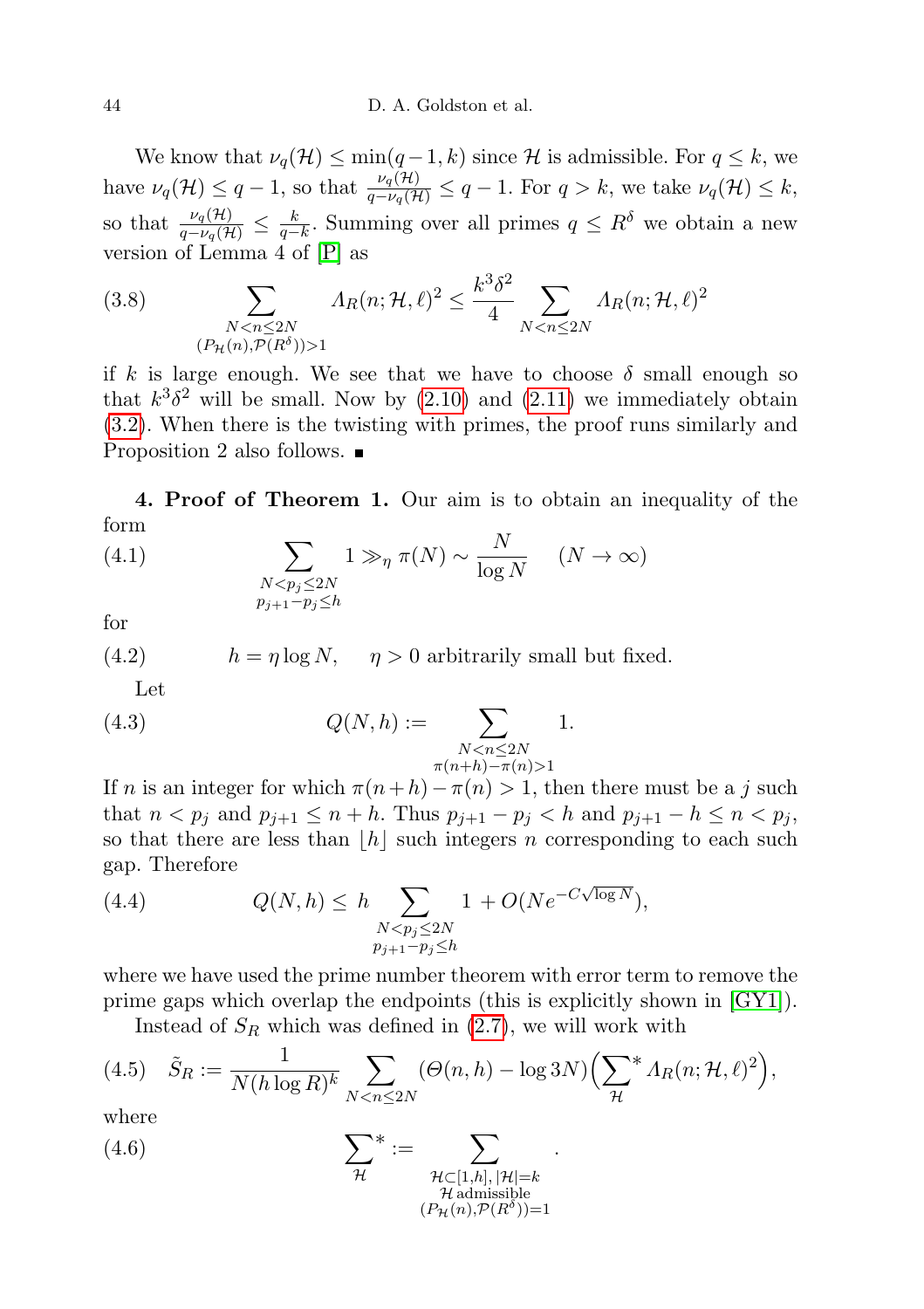We know that $\nu_q(\mathcal{H}) \le \min(q-1,k)$ since $\mathcal{H}$ is admissible. For $q \le k$, we have $\nu_q(\mathcal{H}) \le q-1$, so that $\frac{\nu_q(\mathcal{H})}{q-\nu_q(\mathcal{H})} \le q-1$. For $q > k$, we take $\nu_q(\mathcal{H}) \le k$, so that $\frac{\nu_q(\mathcal{H})}{q-\nu_q(\mathcal{H})} \le \frac{k}{q-k}$. Summing over all primes $q \le R^\delta$ we obtain a new version of Lemma 4 of [P] as

$$\sum_{\substack{N<n\le 2N \\ (P_{\mathcal{H}}(n),\mathcal{P}(R^\delta))>1}} \Lambda_R(n;\mathcal{H},\ell)^2 \le \frac{k^3\delta^2}{4} \sum_{N<n\le 2N} \Lambda_R(n;\mathcal{H},\ell)^2 \tag{3.8}$$

if $k$ is large enough. We see that we have to choose $\delta$ small enough so that $k^3\delta^2$ will be small. Now by (2.10) and (2.11) we immediately obtain (3.2). When there is the twisting with primes, the proof runs similarly and Proposition 2 also follows. ∎

**4. Proof of Theorem 1.** Our aim is to obtain an inequality of the form

$$\sum_{\substack{N<p_j\le 2N \\ p_{j+1}-p_j\le h}} 1 \gg_\eta \pi(N) \sim \frac{N}{\log N} \quad (N\to\infty) \tag{4.1}$$

for

$$h = \eta \log N, \quad \eta > 0 \text{ arbitrarily small but fixed.} \tag{4.2}$$

Let

$$Q(N,h) := \sum_{\substack{N<n\le 2N \\ \pi(n+h)-\pi(n)>1}} 1. \tag{4.3}$$

If $n$ is an integer for which $\pi(n+h)-\pi(n)>1$, then there must be a $j$ such that $n<p_j$ and $p_{j+1}\le n+h$. Thus $p_{j+1}-p_j<h$ and $p_{j+1}-h\le n<p_j$, so that there are less than $\lfloor h \rfloor$ such integers $n$ corresponding to each such gap. Therefore

$$Q(N,h) \le h \sum_{\substack{N<p_j\le 2N \\ p_{j+1}-p_j\le h}} 1 + O(Ne^{-C\sqrt{\log N}}), \tag{4.4}$$

where we have used the prime number theorem with error term to remove the prime gaps which overlap the endpoints (this is explicitly shown in [GY1]).

Instead of $S_R$ which was defined in (2.7), we will work with

$$\tilde{S}_R := \frac{1}{N(h\log R)^k} \sum_{N<n\le 2N} (\Theta(n,h) - \log 3N)\Big({\sum_{\mathcal{H}}}^{*} \Lambda_R(n;\mathcal{H},\ell)^2\Big), \tag{4.5}$$

where

$${\sum_{\mathcal{H}}}^{*} := \sum_{\substack{\mathcal{H}\subset[1,h],\,|\mathcal{H}|=k \\ \mathcal{H}\text{ admissible} \\ (P_{\mathcal{H}}(n),\mathcal{P}(R^\delta))=1}}. \tag{4.6}$$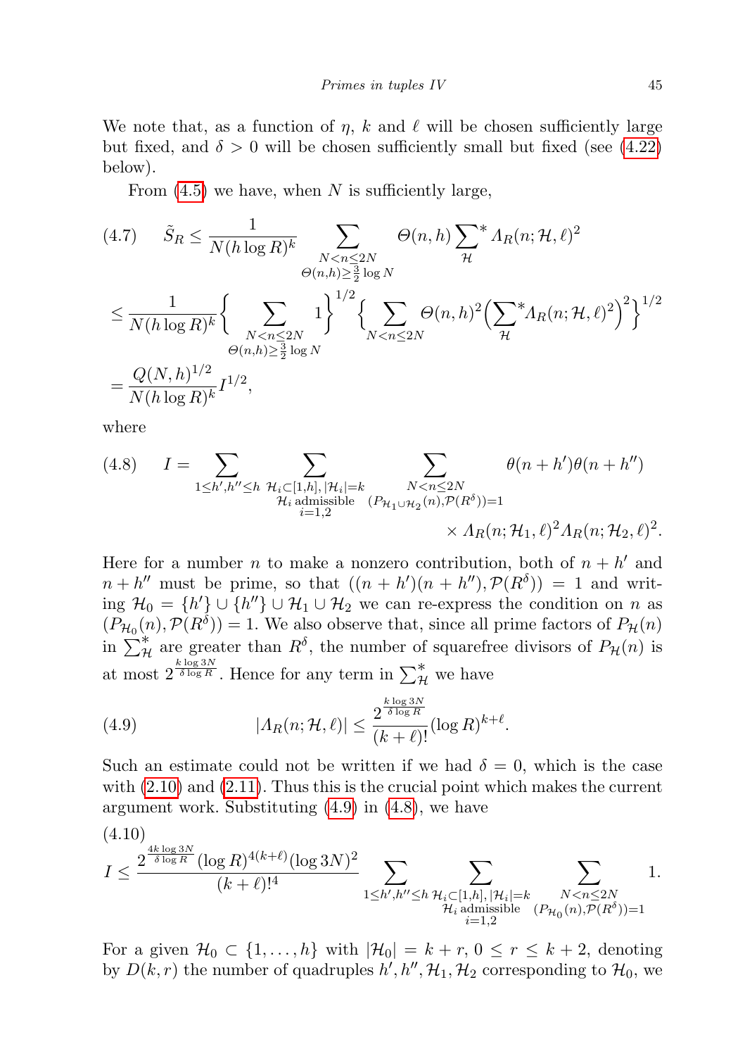We note that, as a function of $\eta$, $k$ and $\ell$ will be chosen sufficiently large but fixed, and $\delta > 0$ will be chosen sufficiently small but fixed (see (4.22) below).

From (4.5) we have, when $N$ is sufficiently large,

$$
\begin{aligned}
(4.7)\qquad \tilde{S}_R &\le \frac{1}{N(h\log R)^k} \sum_{\substack{N<n\le 2N\\ \Theta(n,h)\ge \frac{3}{2}\log N}} \Theta(n,h) \sideset{}{^*}\sum_{\mathcal{H}} \Lambda_R(n;\mathcal{H},\ell)^2 \\
&\le \frac{1}{N(h\log R)^k} \Big\{ \sum_{\substack{N<n\le 2N\\ \Theta(n,h)\ge \frac{3}{2}\log N}} 1 \Big\}^{1/2} \Big\{ \sum_{N<n\le 2N} \Theta(n,h)^2 \Big( \sideset{}{^*}\sum_{\mathcal{H}} \Lambda_R(n;\mathcal{H},\ell)^2 \Big)^2 \Big\}^{1/2} \\
&= \frac{Q(N,h)^{1/2}}{N(h\log R)^k} I^{1/2},
\end{aligned}
$$

where

$$
(4.8)\qquad I = \sum_{1\le h',h''\le h} \sum_{\substack{\mathcal{H}_i\subset[1,h],\,|\mathcal{H}_i|=k\\ \mathcal{H}_i \text{ admissible}\\ i=1,2}} \sum_{\substack{N<n\le 2N\\ (P_{\mathcal{H}_1\cup\mathcal{H}_2}(n),\mathcal{P}(R^\delta))=1}} \theta(n+h')\theta(n+h'') \times \Lambda_R(n;\mathcal{H}_1,\ell)^2 \Lambda_R(n;\mathcal{H}_2,\ell)^2.
$$

Here for a number $n$ to make a nonzero contribution, both of $n+h'$ and $n+h''$ must be prime, so that $((n+h')(n+h''),\mathcal{P}(R^\delta)) = 1$ and writing $\mathcal{H}_0 = \{h'\}\cup\{h''\}\cup\mathcal{H}_1\cup\mathcal{H}_2$ we can re-express the condition on $n$ as $(P_{\mathcal{H}_0}(n),\mathcal{P}(R^\delta)) = 1$. We also observe that, since all prime factors of $P_{\mathcal{H}}(n)$ in $\sum^*_{\mathcal{H}}$ are greater than $R^\delta$, the number of squarefree divisors of $P_{\mathcal{H}}(n)$ is at most $2^{\frac{k\log 3N}{\delta\log R}}$. Hence for any term in $\sum^*_{\mathcal{H}}$ we have

$$
(4.9)\qquad |\Lambda_R(n;\mathcal{H},\ell)| \le \frac{2^{\frac{k\log 3N}{\delta\log R}}}{(k+\ell)!}(\log R)^{k+\ell}.
$$

Such an estimate could not be written if we had $\delta = 0$, which is the case with (2.10) and (2.11). Thus this is the crucial point which makes the current argument work. Substituting (4.9) in (4.8), we have

$$
(4.10)\qquad I \le \frac{2^{\frac{4k\log 3N}{\delta\log R}}(\log R)^{4(k+\ell)}(\log 3N)^2}{(k+\ell)!^4} \sum_{1\le h',h''\le h} \sum_{\substack{\mathcal{H}_i\subset[1,h],\,|\mathcal{H}_i|=k\\ \mathcal{H}_i \text{ admissible}\\ i=1,2}} \sum_{\substack{N<n\le 2N\\ (P_{\mathcal{H}_0}(n),\mathcal{P}(R^\delta))=1}} 1.
$$

For a given $\mathcal{H}_0 \subset \{1,\dots,h\}$ with $|\mathcal{H}_0| = k+r$, $0\le r\le k+2$, denoting by $D(k,r)$ the number of quadruples $h', h'', \mathcal{H}_1, \mathcal{H}_2$ corresponding to $\mathcal{H}_0$, we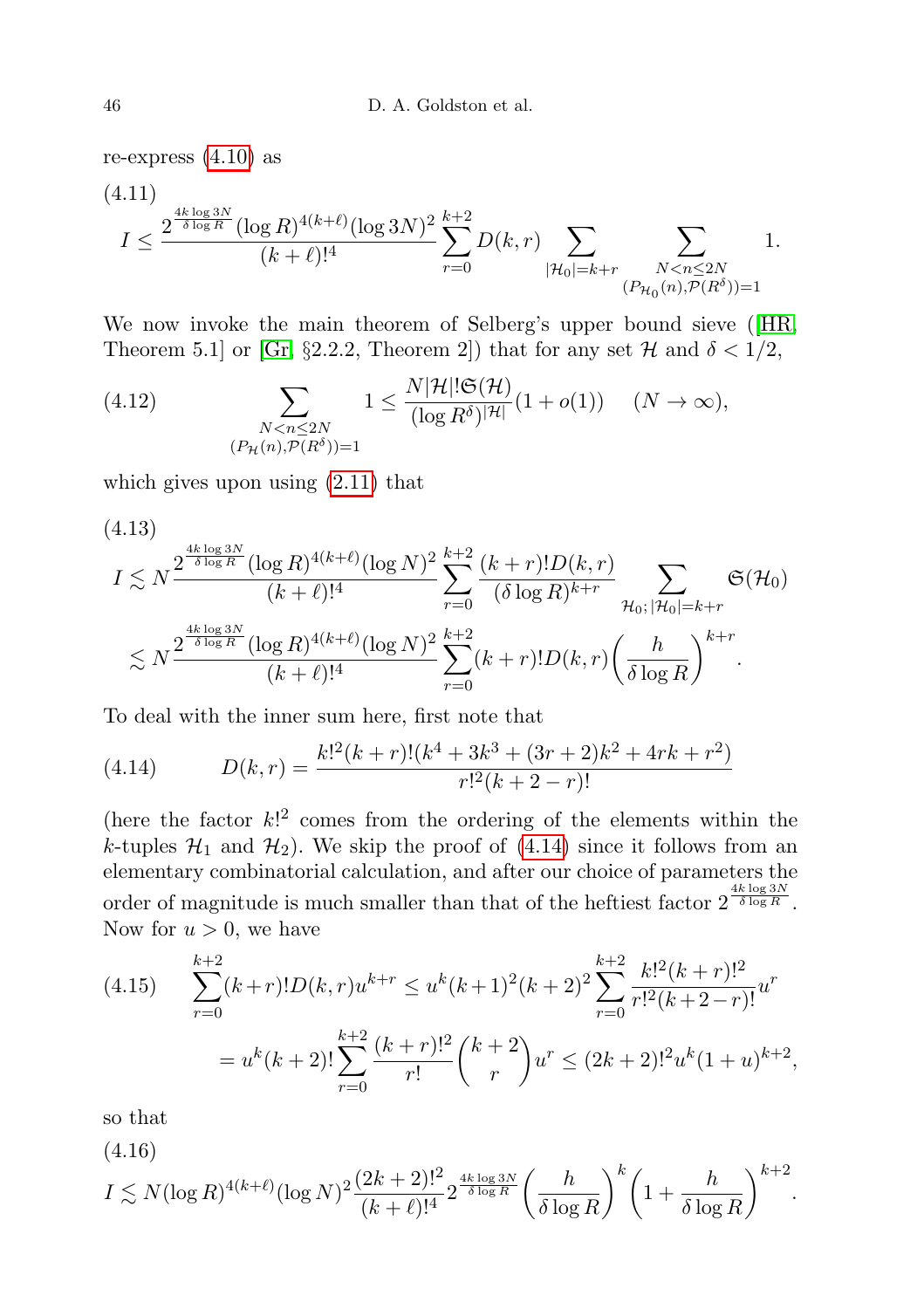re-express (4.10) as

(4.11)
$$I \le \frac{2^{\frac{4k\log 3N}{\delta \log R}}(\log R)^{4(k+\ell)}(\log 3N)^2}{(k+\ell)!^4}\sum_{r=0}^{k+2} D(k,r)\sum_{|\mathcal{H}_0|=k+r}\sum_{\substack{N<n\le 2N\\ (P_{\mathcal{H}_0}(n),\mathcal{P}(R^\delta))=1}} 1.$$

We now invoke the main theorem of Selberg's upper bound sieve ([HR, Theorem 5.1] or [Gr] §2.2.2, Theorem 2]) that for any set $\mathcal{H}$ and $\delta < 1/2$,

$$\sum_{\substack{N<n\le 2N\\ (P_{\mathcal{H}}(n),\mathcal{P}(R^\delta))=1}} 1 \le \frac{N|\mathcal{H}|!\mathfrak{S}(\mathcal{H})}{(\log R^\delta)^{|\mathcal{H}|}}(1+o(1)) \quad (N\to\infty), \tag{4.12}$$

which gives upon using (2.11) that

(4.13)
$$\begin{aligned} I &\lesssim N\frac{2^{\frac{4k\log 3N}{\delta \log R}}(\log R)^{4(k+\ell)}(\log N)^2}{(k+\ell)!^4}\sum_{r=0}^{k+2}\frac{(k+r)!D(k,r)}{(\delta\log R)^{k+r}}\sum_{\mathcal{H}_0;\,|\mathcal{H}_0|=k+r}\mathfrak{S}(\mathcal{H}_0)\\ &\lesssim N\frac{2^{\frac{4k\log 3N}{\delta \log R}}(\log R)^{4(k+\ell)}(\log N)^2}{(k+\ell)!^4}\sum_{r=0}^{k+2}(k+r)!D(k,r)\bigg(\frac{h}{\delta\log R}\bigg)^{k+r}. \end{aligned}$$

To deal with the inner sum here, first note that

$$D(k,r)=\frac{k!^2(k+r)!(k^4+3k^3+(3r+2)k^2+4rk+r^2)}{r!^2(k+2-r)!} \tag{4.14}$$

(here the factor $k!^2$ comes from the ordering of the elements within the $k$-tuples $\mathcal{H}_1$ and $\mathcal{H}_2$). We skip the proof of (4.14) since it follows from an elementary combinatorial calculation, and after our choice of parameters the order of magnitude is much smaller than that of the heftiest factor $2^{\frac{4k\log 3N}{\delta\log R}}$. Now for $u>0$, we have

$$\begin{aligned} \sum_{r=0}^{k+2}(k+r)!D(k,r)u^{k+r} &\le u^k(k+1)^2(k+2)^2\sum_{r=0}^{k+2}\frac{k!^2(k+r)!^2}{r!^2(k+2-r)!}u^r \\ &= u^k(k+2)!\sum_{r=0}^{k+2}\frac{(k+r)!^2}{r!}\binom{k+2}{r}u^r \le (2k+2)!^2u^k(1+u)^{k+2}, \end{aligned} \tag{4.15}$$

so that

(4.16)
$$I \lesssim N(\log R)^{4(k+\ell)}(\log N)^2\frac{(2k+2)!^2}{(k+\ell)!^4}2^{\frac{4k\log 3N}{\delta\log R}}\bigg(\frac{h}{\delta\log R}\bigg)^k\bigg(1+\frac{h}{\delta\log R}\bigg)^{k+2}.$$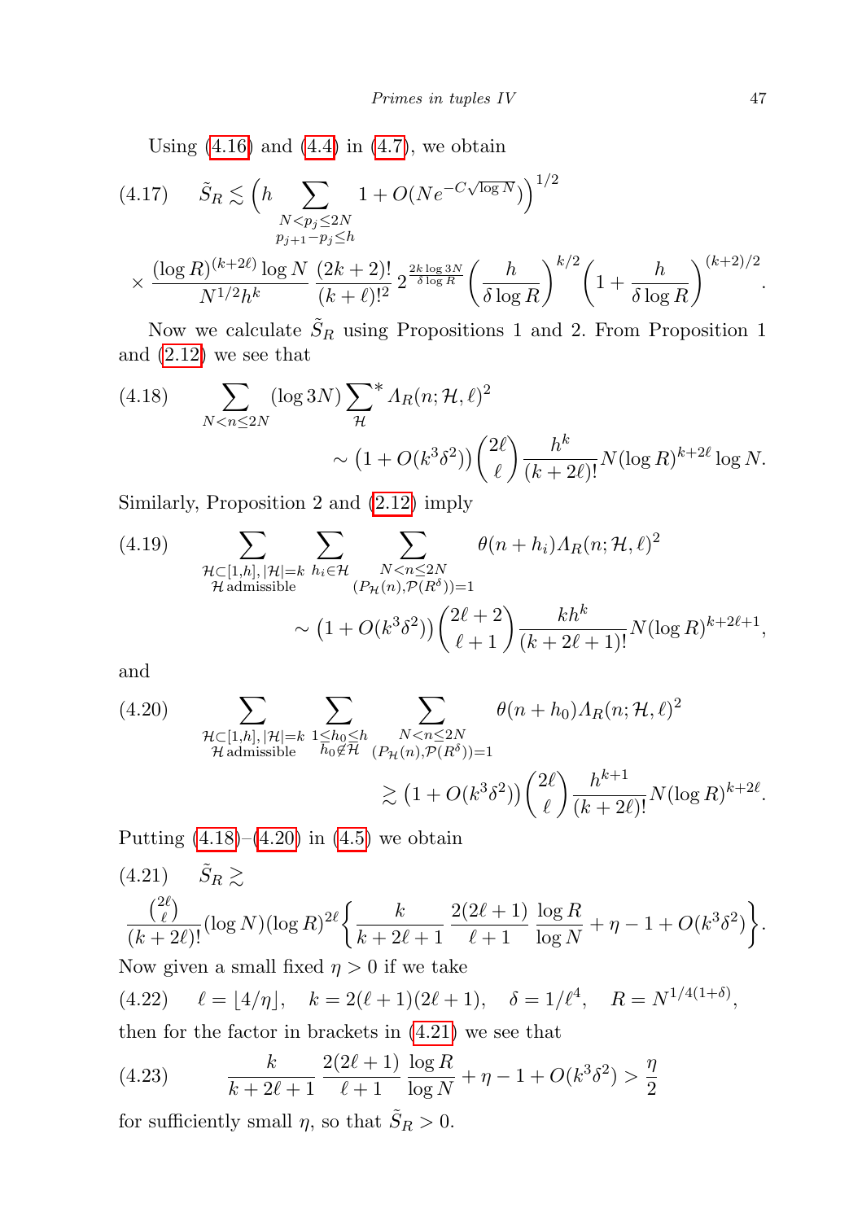Using (4.16) and (4.4) in (4.7), we obtain

$$
(4.17)\qquad \tilde{S}_R \lesssim \Big(h \sum_{\substack{N<p_j\le 2N\\ p_{j+1}-p_j\le h}} 1 + O(Ne^{-C\sqrt{\log N}})\Big)^{1/2}
$$

$$
\times \frac{(\log R)^{(k+2\ell)}\log N}{N^{1/2}h^k}\,\frac{(2k+2)!}{(k+\ell)!^2}\,2^{\frac{2k\log 3N}{\delta\log R}}\Big(\frac{h}{\delta\log R}\Big)^{k/2}\Big(1+\frac{h}{\delta\log R}\Big)^{(k+2)/2}.
$$

Now we calculate $\tilde{S}_R$ using Propositions 1 and 2. From Proposition 1 and (2.12) we see that

$$
(4.18)\qquad \sum_{N<n\le 2N}(\log 3N)\sum_{\mathcal{H}}{}^{*}\Lambda_R(n;\mathcal{H},\ell)^2 \sim \big(1+O(k^3\delta^2)\big)\binom{2\ell}{\ell}\frac{h^k}{(k+2\ell)!}N(\log R)^{k+2\ell}\log N.
$$

Similarly, Proposition 2 and (2.12) imply

$$
(4.19)\qquad \sum_{\substack{\mathcal{H}\subset[1,h],\,|\mathcal{H}|=k\\ \mathcal{H}\text{ admissible}}}\sum_{h_i\in\mathcal{H}}\sum_{\substack{N<n\le 2N\\ (P_{\mathcal{H}}(n),\mathcal{P}(R^\delta))=1}}\theta(n+h_i)\Lambda_R(n;\mathcal{H},\ell)^2 \sim \big(1+O(k^3\delta^2)\big)\binom{2\ell+2}{\ell+1}\frac{kh^k}{(k+2\ell+1)!}N(\log R)^{k+2\ell+1},
$$

and

$$
(4.20)\qquad \sum_{\substack{\mathcal{H}\subset[1,h],\,|\mathcal{H}|=k\\ \mathcal{H}\text{ admissible}}}\sum_{\substack{1\le h_0\le h\\ h_0\notin\mathcal{H}}}\sum_{\substack{N<n\le 2N\\ (P_{\mathcal{H}}(n),\mathcal{P}(R^\delta))=1}}\theta(n+h_0)\Lambda_R(n;\mathcal{H},\ell)^2 \gtrsim \big(1+O(k^3\delta^2)\big)\binom{2\ell}{\ell}\frac{h^{k+1}}{(k+2\ell)!}N(\log R)^{k+2\ell}.
$$

Putting (4.18)–(4.20) in (4.5) we obtain

$$
(4.21)\qquad \tilde{S}_R \gtrsim \frac{\binom{2\ell}{\ell}}{(k+2\ell)!}(\log N)(\log R)^{2\ell}\Big\{\frac{k}{k+2\ell+1}\,\frac{2(2\ell+1)}{\ell+1}\,\frac{\log R}{\log N}+\eta-1+O(k^3\delta^2)\Big\}.
$$

Now given a small fixed $\eta>0$ if we take

$$
(4.22)\qquad \ell=\lfloor 4/\eta\rfloor,\quad k=2(\ell+1)(2\ell+1),\quad \delta=1/\ell^4,\quad R=N^{1/4(1+\delta)},
$$

then for the factor in brackets in (4.21) we see that

$$
(4.23)\qquad \frac{k}{k+2\ell+1}\,\frac{2(2\ell+1)}{\ell+1}\,\frac{\log R}{\log N}+\eta-1+O(k^3\delta^2)>\frac{\eta}{2}
$$

for sufficiently small $\eta$, so that $\tilde{S}_R>0$.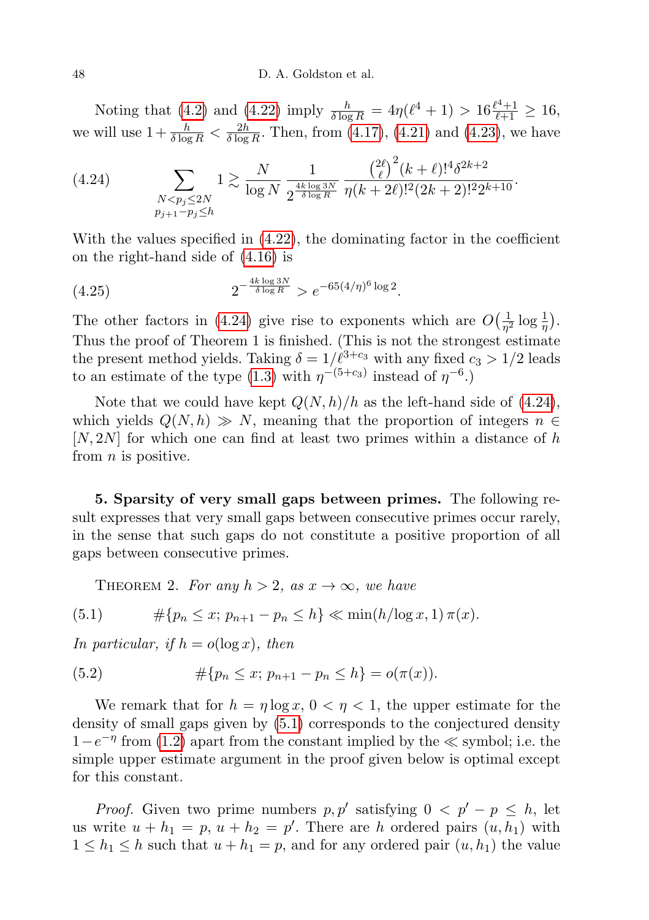Noting that (4.2) and (4.22) imply $\frac{h}{\delta \log R} = 4\eta(\ell^4+1) > 16\frac{\ell^4+1}{\ell+1} \geq 16$, we will use $1 + \frac{h}{\delta \log R} < \frac{2h}{\delta \log R}$. Then, from (4.17), (4.21) and (4.23), we have

$$\sum_{\substack{N < p_j \leq 2N \\ p_{j+1}-p_j \leq h}} 1 \gtrsim \frac{N}{\log N} \frac{1}{2^{\frac{4k \log 3N}{\delta \log R}}} \frac{\binom{2\ell}{\ell}^2 (k+\ell)!^4 \delta^{2k+2}}{\eta (k+2\ell)!^2 (2k+2)!^2 2^{k+10}}. \tag{4.24}$$

With the values specified in (4.22), the dominating factor in the coefficient on the right-hand side of (4.16) is

$$2^{-\frac{4k \log 3N}{\delta \log R}} > e^{-65(4/\eta)^6 \log 2}. \tag{4.25}$$

The other factors in (4.24) give rise to exponents which are $O\big(\frac{1}{\eta^2} \log \frac{1}{\eta}\big)$. Thus the proof of Theorem 1 is finished. (This is not the strongest estimate the present method yields. Taking $\delta = 1/\ell^{3+c_3}$ with any fixed $c_3 > 1/2$ leads to an estimate of the type (1.3) with $\eta^{-(5+c_3)}$ instead of $\eta^{-6}$.)

Note that we could have kept $Q(N,h)/h$ as the left-hand side of (4.24), which yields $Q(N,h) \gg N$, meaning that the proportion of integers $n \in [N, 2N]$ for which one can find at least two primes within a distance of $h$ from $n$ is positive.

**5. Sparsity of very small gaps between primes.** The following result expresses that very small gaps between consecutive primes occur rarely, in the sense that such gaps do not constitute a positive proportion of all gaps between consecutive primes.

Theorem 2. *For any $h > 2$, as $x \to \infty$, we have*

$$\#\{p_n \leq x;\ p_{n+1} - p_n \leq h\} \ll \min(h/\log x, 1)\, \pi(x). \tag{5.1}$$

*In particular, if $h = o(\log x)$, then*

$$\#\{p_n \leq x;\ p_{n+1} - p_n \leq h\} = o(\pi(x)). \tag{5.2}$$

We remark that for $h = \eta \log x$, $0 < \eta < 1$, the upper estimate for the density of small gaps given by (5.1) corresponds to the conjectured density $1 - e^{-\eta}$ from (1.2) apart from the constant implied by the $\ll$ symbol; i.e. the simple upper estimate argument in the proof given below is optimal except for this constant.

*Proof.* Given two prime numbers $p, p'$ satisfying $0 < p' - p \leq h$, let us write $u + h_1 = p$, $u + h_2 = p'$. There are $h$ ordered pairs $(u, h_1)$ with $1 \leq h_1 \leq h$ such that $u + h_1 = p$, and for any ordered pair $(u, h_1)$ the value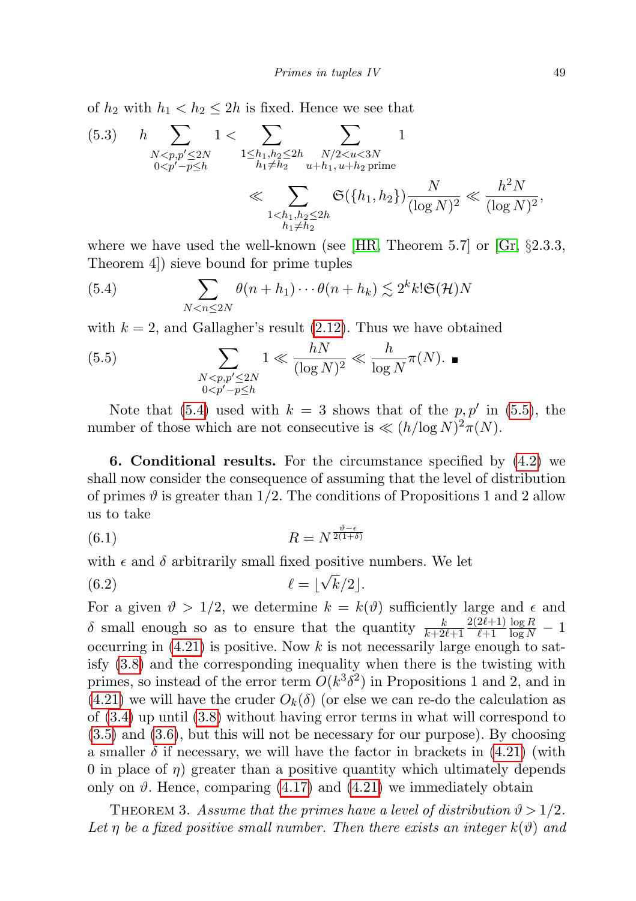of $h_2$ with $h_1 < h_2 \le 2h$ is fixed. Hence we see that

$$(5.3)\qquad h \sum_{\substack{N<p,p'\le 2N\\ 0<p'-p\le h}} 1 < \sum_{\substack{1\le h_1,h_2\le 2h\\ h_1\ne h_2}} \sum_{\substack{N/2<u<3N\\ u+h_1,\,u+h_2\ \text{prime}}} 1$$

$$\ll \sum_{\substack{1<h_1,h_2\le 2h\\ h_1\ne h_2}} \mathfrak{S}(\{h_1,h_2\})\frac{N}{(\log N)^2} \ll \frac{h^2N}{(\log N)^2},$$

where we have used the well-known (see [HR, Theorem 5.7] or [Gr, §2.3.3, Theorem 4]) sieve bound for prime tuples

$$(5.4)\qquad \sum_{N<n\le 2N} \theta(n+h_1)\cdots\theta(n+h_k) \lesssim 2^k k!\,\mathfrak{S}(\mathcal{H})N$$

with $k=2$, and Gallagher's result (2.12). Thus we have obtained

$$(5.5)\qquad \sum_{\substack{N<p,p'\le 2N\\ 0<p'-p\le h}} 1 \ll \frac{hN}{(\log N)^2} \ll \frac{h}{\log N}\pi(N). \ \blacksquare$$

Note that (5.4) used with $k=3$ shows that of the $p,p'$ in (5.5), the number of those which are not consecutive is $\ll (h/\log N)^2\pi(N)$.

**6. Conditional results.** For the circumstance specified by (4.2) we shall now consider the consequence of assuming that the level of distribution of primes $\vartheta$ is greater than $1/2$. The conditions of Propositions 1 and 2 allow us to take

$$(6.1)\qquad R = N^{\frac{\vartheta-\epsilon}{2(1+\delta)}}$$

with $\epsilon$ and $\delta$ arbitrarily small fixed positive numbers. We let

$$(6.2)\qquad \ell = \lfloor \sqrt{k}/2 \rfloor.$$

For a given $\vartheta > 1/2$, we determine $k = k(\vartheta)$ sufficiently large and $\epsilon$ and $\delta$ small enough so as to ensure that the quantity $\frac{k}{k+2\ell+1}\frac{2(2\ell+1)}{\ell+1}\frac{\log R}{\log N} - 1$ occurring in (4.21) is positive. Now $k$ is not necessarily large enough to satisfy (3.8) and the corresponding inequality when there is the twisting with primes, so instead of the error term $O(k^3\delta^2)$ in Propositions 1 and 2, and in (4.21) we will have the cruder $O_k(\delta)$ (or else we can re-do the calculation as of (3.4) up until (3.8) without having error terms in what will correspond to (3.5) and (3.6), but this will not be necessary for our purpose). By choosing a smaller $\delta$ if necessary, we will have the factor in brackets in (4.21) (with 0 in place of $\eta$) greater than a positive quantity which ultimately depends only on $\vartheta$. Hence, comparing (4.17) and (4.21) we immediately obtain

Theorem 3. *Assume that the primes have a level of distribution $\vartheta > 1/2$. Let $\eta$ be a fixed positive small number. Then there exists an integer $k(\vartheta)$ and*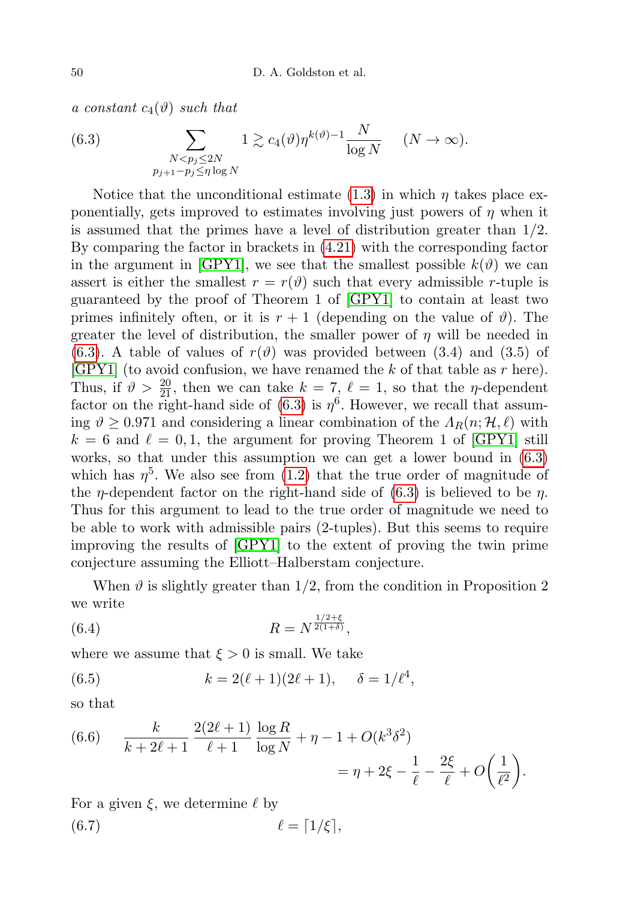*a constant* $c_4(\vartheta)$ *such that*

$$\sum_{\substack{N<p_j\le 2N\\ p_{j+1}-p_j\le \eta\log N}} 1 \gtrsim c_4(\vartheta)\eta^{k(\vartheta)-1}\frac{N}{\log N} \qquad (N\to\infty). \tag{6.3}$$

Notice that the unconditional estimate (1.3) in which $\eta$ takes place exponentially, gets improved to estimates involving just powers of $\eta$ when it is assumed that the primes have a level of distribution greater than $1/2$. By comparing the factor in brackets in (4.21) with the corresponding factor in the argument in [GPY1], we see that the smallest possible $k(\vartheta)$ we can assert is either the smallest $r = r(\vartheta)$ such that every admissible $r$-tuple is guaranteed by the proof of Theorem 1 of [GPY1] to contain at least two primes infinitely often, or it is $r+1$ (depending on the value of $\vartheta$). The greater the level of distribution, the smaller power of $\eta$ will be needed in (6.3). A table of values of $r(\vartheta)$ was provided between (3.4) and (3.5) of [GPY1] (to avoid confusion, we have renamed the $k$ of that table as $r$ here). Thus, if $\vartheta > \frac{20}{21}$, then we can take $k=7$, $\ell=1$, so that the $\eta$-dependent factor on the right-hand side of (6.3) is $\eta^6$. However, we recall that assuming $\vartheta \ge 0.971$ and considering a linear combination of the $\Lambda_R(n;\mathcal{H},\ell)$ with $k=6$ and $\ell=0,1$, the argument for proving Theorem 1 of [GPY1] still works, so that under this assumption we can get a lower bound in (6.3) which has $\eta^5$. We also see from (1.2) that the true order of magnitude of the $\eta$-dependent factor on the right-hand side of (6.3) is believed to be $\eta$. Thus for this argument to lead to the true order of magnitude we need to be able to work with admissible pairs (2-tuples). But this seems to require improving the results of [GPY1] to the extent of proving the twin prime conjecture assuming the Elliott–Halberstam conjecture.

When $\vartheta$ is slightly greater than $1/2$, from the condition in Proposition 2 we write

$$R = N^{\frac{1/2+\xi}{2(1+\delta)}}, \tag{6.4}$$

where we assume that $\xi > 0$ is small. We take

$$k = 2(\ell+1)(2\ell+1), \qquad \delta = 1/\ell^4, \tag{6.5}$$

so that

$$\frac{k}{k+2\ell+1}\,\frac{2(2\ell+1)}{\ell+1}\,\frac{\log R}{\log N} + \eta - 1 + O(k^3\delta^2) = \eta + 2\xi - \frac{1}{\ell} - \frac{2\xi}{\ell} + O\biggl(\frac{1}{\ell^2}\biggr). \tag{6.6}$$

For a given $\xi$, we determine $\ell$ by

$$\ell = \lceil 1/\xi \rceil, \tag{6.7}$$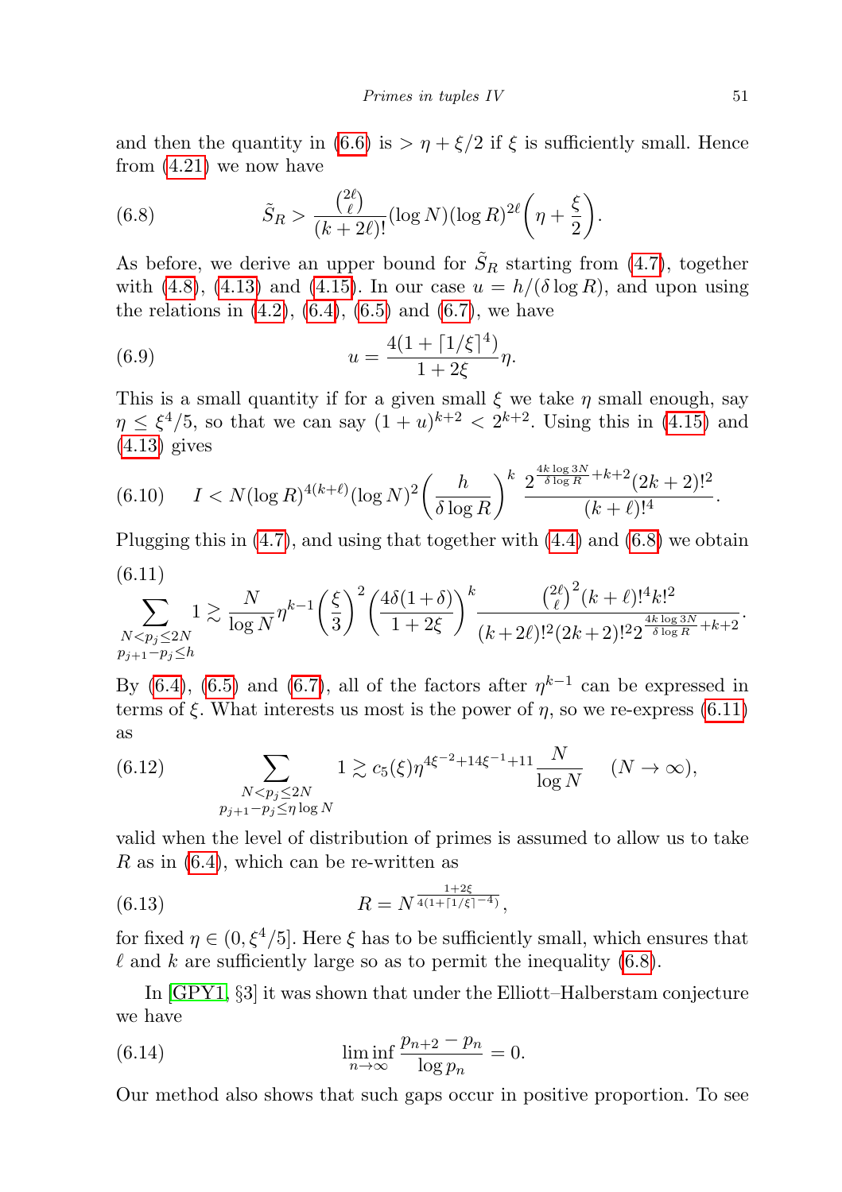and then the quantity in (6.6) is $> \eta + \xi/2$ if $\xi$ is sufficiently small. Hence from (4.21) we now have

$$\tilde{S}_R > \frac{\binom{2\ell}{\ell}}{(k+2\ell)!}(\log N)(\log R)^{2\ell}\biggl(\eta + \frac{\xi}{2}\biggr). \tag{6.8}$$

As before, we derive an upper bound for $\tilde{S}_R$ starting from (4.7), together with (4.8), (4.13) and (4.15). In our case $u = h/(\delta \log R)$, and upon using the relations in (4.2), (6.4), (6.5) and (6.7), we have

$$u = \frac{4(1+\lceil 1/\xi\rceil^4)}{1+2\xi}\eta. \tag{6.9}$$

This is a small quantity if for a given small $\xi$ we take $\eta$ small enough, say $\eta \le \xi^4/5$, so that we can say $(1+u)^{k+2} < 2^{k+2}$. Using this in (4.15) and (4.13) gives

$$I < N(\log R)^{4(k+\ell)}(\log N)^2\biggl(\frac{h}{\delta\log R}\biggr)^k \,\frac{2^{\frac{4k\log 3N}{\delta\log R}+k+2}(2k+2)!^2}{(k+\ell)!^4}. \tag{6.10}$$

Plugging this in (4.7), and using that together with (4.4) and (6.8) we obtain

$$\sum_{\substack{N<p_j\le 2N\\ p_{j+1}-p_j\le h}} 1 \gtrsim \frac{N}{\log N}\eta^{k-1}\biggl(\frac{\xi}{3}\biggr)^2\biggl(\frac{4\delta(1+\delta)}{1+2\xi}\biggr)^k \frac{\binom{2\ell}{\ell}^2(k+\ell)!^4 k!^2}{(k+2\ell)!^2(2k+2)!^2 2^{\frac{4k\log 3N}{\delta\log R}+k+2}}. \tag{6.11}$$

By (6.4), (6.5) and (6.7), all of the factors after $\eta^{k-1}$ can be expressed in terms of $\xi$. What interests us most is the power of $\eta$, so we re-express (6.11) as

$$\sum_{\substack{N<p_j\le 2N\\ p_{j+1}-p_j\le \eta\log N}} 1 \gtrsim c_5(\xi)\eta^{4\xi^{-2}+14\xi^{-1}+11}\frac{N}{\log N} \qquad (N\to\infty), \tag{6.12}$$

valid when the level of distribution of primes is assumed to allow us to take $R$ as in (6.4), which can be re-written as

$$R = N^{\frac{1+2\xi}{4(1+\lceil 1/\xi\rceil^{-4})}}, \tag{6.13}$$

for fixed $\eta \in (0, \xi^4/5]$. Here $\xi$ has to be sufficiently small, which ensures that $\ell$ and $k$ are sufficiently large so as to permit the inequality (6.8).

In [GPY1, §3] it was shown that under the Elliott–Halberstam conjecture we have

$$\liminf_{n\to\infty} \frac{p_{n+2}-p_n}{\log p_n} = 0. \tag{6.14}$$

Our method also shows that such gaps occur in positive proportion. To see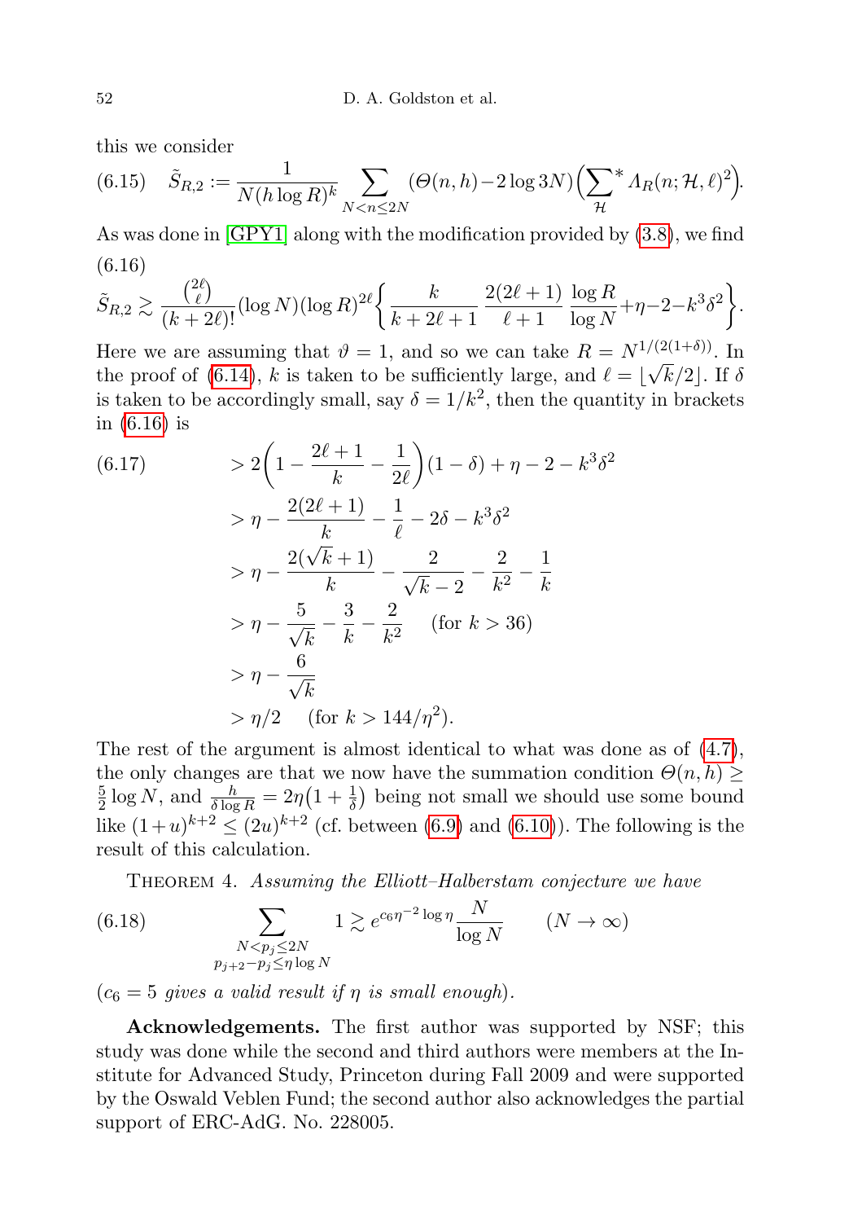this we consider

$$\tilde{S}_{R,2} := \frac{1}{N(h\log R)^k} \sum_{N<n\le 2N} (\Theta(n,h) - 2\log 3N)\Big(\sum_{\mathcal{H}}{}^{*} \Lambda_R(n;\mathcal{H},\ell)^2\Big). \tag{6.15}$$

As was done in [GPY1] along with the modification provided by (3.8), we find

$$\tilde{S}_{R,2} \gtrsim \frac{\binom{2\ell}{\ell}}{(k+2\ell)!}(\log N)(\log R)^{2\ell}\bigg\{\frac{k}{k+2\ell+1}\,\frac{2(2\ell+1)}{\ell+1}\,\frac{\log R}{\log N} + \eta - 2 - k^3\delta^2\bigg\}. \tag{6.16}$$

Here we are assuming that $\vartheta = 1$, and so we can take $R = N^{1/(2(1+\delta))}$. In the proof of (6.14), $k$ is taken to be sufficiently large, and $\ell = \lfloor \sqrt{k}/2 \rfloor$. If $\delta$ is taken to be accordingly small, say $\delta = 1/k^2$, then the quantity in brackets in (6.16) is

$$\begin{aligned}
&> 2\bigg(1 - \frac{2\ell+1}{k} - \frac{1}{2\ell}\bigg)(1-\delta) + \eta - 2 - k^3\delta^2 \\
&> \eta - \frac{2(2\ell+1)}{k} - \frac{1}{\ell} - 2\delta - k^3\delta^2 \\
&> \eta - \frac{2(\sqrt{k}+1)}{k} - \frac{2}{\sqrt{k}-2} - \frac{2}{k^2} - \frac{1}{k} \\
&> \eta - \frac{5}{\sqrt{k}} - \frac{3}{k} - \frac{2}{k^2} \quad \text{(for } k > 36) \\
&> \eta - \frac{6}{\sqrt{k}} \\
&> \eta/2 \quad \text{(for } k > 144/\eta^2).
\end{aligned} \tag{6.17}$$

The rest of the argument is almost identical to what was done as of (4.7), the only changes are that we now have the summation condition $\Theta(n,h) \ge \frac{5}{2}\log N$, and $\frac{h}{\delta \log R} = 2\eta\big(1 + \frac{1}{\delta}\big)$ being not small we should use some bound like $(1+u)^{k+2} \le (2u)^{k+2}$ (cf. between (6.9) and (6.10)). The following is the result of this calculation.

**Theorem 4.** *Assuming the Elliott–Halberstam conjecture we have*

$$\sum_{\substack{N<p_j\le 2N \\ p_{j+2}-p_j \le \eta \log N}} 1 \gtrsim e^{c_6\eta^{-2}\log \eta}\frac{N}{\log N} \qquad (N\to\infty) \tag{6.18}$$

($c_6 = 5$ *gives a valid result if* $\eta$ *is small enough*).

**Acknowledgements.** The first author was supported by NSF; this study was done while the second and third authors were members at the Institute for Advanced Study, Princeton during Fall 2009 and were supported by the Oswald Veblen Fund; the second author also acknowledges the partial support of ERC-AdG. No. 228005.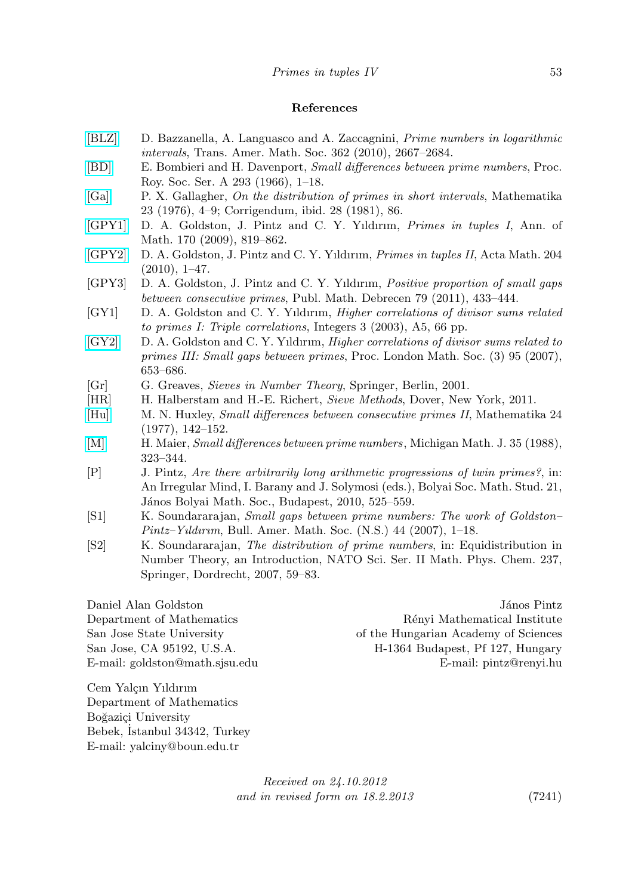## References

[BLZ] D. Bazzanella, A. Languasco and A. Zaccagnini, *Prime numbers in logarithmic intervals*, Trans. Amer. Math. Soc. 362 (2010), 2667–2684.

[BD] E. Bombieri and H. Davenport, *Small differences between prime numbers*, Proc. Roy. Soc. Ser. A 293 (1966), 1–18.

[Ga] P. X. Gallagher, *On the distribution of primes in short intervals*, Mathematika 23 (1976), 4–9; Corrigendum, ibid. 28 (1981), 86.

[GPY1] D. A. Goldston, J. Pintz and C. Y. Yıldırım, *Primes in tuples I*, Ann. of Math. 170 (2009), 819–862.

[GPY2] D. A. Goldston, J. Pintz and C. Y. Yıldırım, *Primes in tuples II*, Acta Math. 204 (2010), 1–47.

[GPY3] D. A. Goldston, J. Pintz and C. Y. Yıldırım, *Positive proportion of small gaps between consecutive primes*, Publ. Math. Debrecen 79 (2011), 433–444.

[GY1] D. A. Goldston and C. Y. Yıldırım, *Higher correlations of divisor sums related to primes I: Triple correlations*, Integers 3 (2003), A5, 66 pp.

[GY2] D. A. Goldston and C. Y. Yıldırım, *Higher correlations of divisor sums related to primes III: Small gaps between primes*, Proc. London Math. Soc. (3) 95 (2007), 653–686.

[Gr] G. Greaves, *Sieves in Number Theory*, Springer, Berlin, 2001.

[HR] H. Halberstam and H.-E. Richert, *Sieve Methods*, Dover, New York, 2011.

[Hu] M. N. Huxley, *Small differences between consecutive primes II*, Mathematika 24 (1977), 142–152.

[M] H. Maier, *Small differences between prime numbers*, Michigan Math. J. 35 (1988), 323–344.

[P] J. Pintz, *Are there arbitrarily long arithmetic progressions of twin primes?*, in: An Irregular Mind, I. Barany and J. Solymosi (eds.), Bolyai Soc. Math. Stud. 21, János Bolyai Math. Soc., Budapest, 2010, 525–559.

[S1] K. Soundararajan, *Small gaps between prime numbers: The work of Goldston–Pintz–Yıldırım*, Bull. Amer. Math. Soc. (N.S.) 44 (2007), 1–18.

[S2] K. Soundararajan, *The distribution of prime numbers*, in: Equidistribution in Number Theory, an Introduction, NATO Sci. Ser. II Math. Phys. Chem. 237, Springer, Dordrecht, 2007, 59–83.

Daniel Alan Goldston
Department of Mathematics
San Jose State University
San Jose, CA 95192, U.S.A.
E-mail: goldston@math.sjsu.edu

János Pintz
Rényi Mathematical Institute
of the Hungarian Academy of Sciences
H-1364 Budapest, Pf 127, Hungary
E-mail: pintz@renyi.hu

Cem Yalçın Yıldırım
Department of Mathematics
Boğaziçi University
Bebek, İstanbul 34342, Turkey
E-mail: yalciny@boun.edu.tr

*Received on 24.10.2012*
*and in revised form on 18.2.2013* (7241)